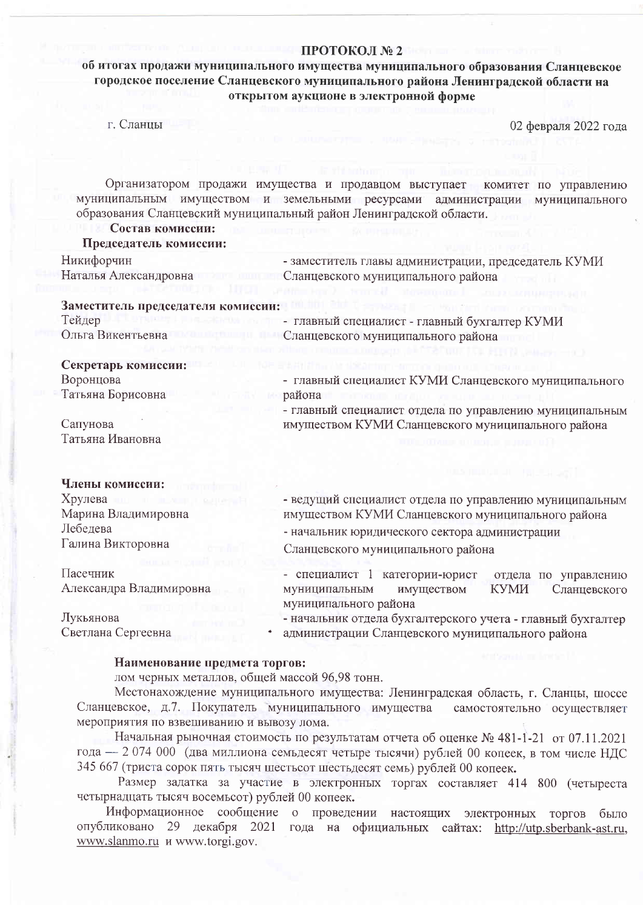# ПРОТОКОЛ № 2

## об итогах продажи муниципального имущества муниципального образования Сланцевское городское поселение Сланцевского муниципального района Ленинградской области на открытом аукционе в электронной форме

г. Сланцы 02 февраля 2022 года

Организатором продажи имущества и продавцом выступает комитет по управлению муниципальным имуществом и земельными ресурсами администрации муниципального образования Сланцевский муниципальный район Ленинградской области.

**Состав комиссии:**

**Председатель комиссии:**

Никифорчин Наталья Александровна - заместитель главы администрации, председатель КУМИ Сланцевского муниципального района

**Заместитель председателя комиссии:**

Тейдер Ольга Викентьевна - главный специалист - главный бухгалтер КУМИ Сланцевского муниципального района

**Секретарь комиссии:**

Воронцова Татьяна Борисовна - главный специалист КУМИ Сланцевского муниципального района

Сапунова Татьяна Ивановна - главный специалист отдела по управлению муниципальным имуществом КУМИ Сланцевского муниципального района

**Члены комиссии:**

Хрулева Марина Владимировна - ведущий специалист отдела по управлению муниципальным имуществом КУМИ Сланцевского муниципального района

Лебедева Галина Викторовна - начальник юридического сектора администрации Сланцевского муниципального района

Пасечник Александра Владимировна - специалист 1 категории-юрист отдела по управлению муниципальным имуществом КУМИ Сланцевского муниципального района

Лукьянова Светлана Сергеевна - начальник отдела бухгалтерского учета - главный бухгалтер администрации Сланцевского муниципального района

**Наименование предмета торгов:**

лом черных металлов, общей массой 96,98 тонн.

Местонахождение муниципального имущества: Ленинградская область, г. Сланцы, шоссе Сланцевское, д.7. Покупатель муниципального имущества самостоятельно осуществляет мероприятия по взвешиванию и вывозу лома.

Начальная рыночная стоимость по результатам отчета об оценке № 481-1-21 от 07.11.2021 года — 2 074 000 (два миллиона семьдесят четыре тысячи) рублей 00 копеек, в том числе НДС 345 667 (триста сорок пять тысяч шестьсот шестьдесят семь) рублей 00 копеек.

Размер задатка за участие в электронных торгах составляет 414 800 (четыреста четырнадцать тысяч восемьсот) рублей 00 копеек.

Информационное сообщение о проведении настоящих электронных торгов было опубликовано 29 декабря 2021 года на официальных сайтах: http://utp.sberbank-ast.ru, www.slanmo.ru и www.torgi.gov.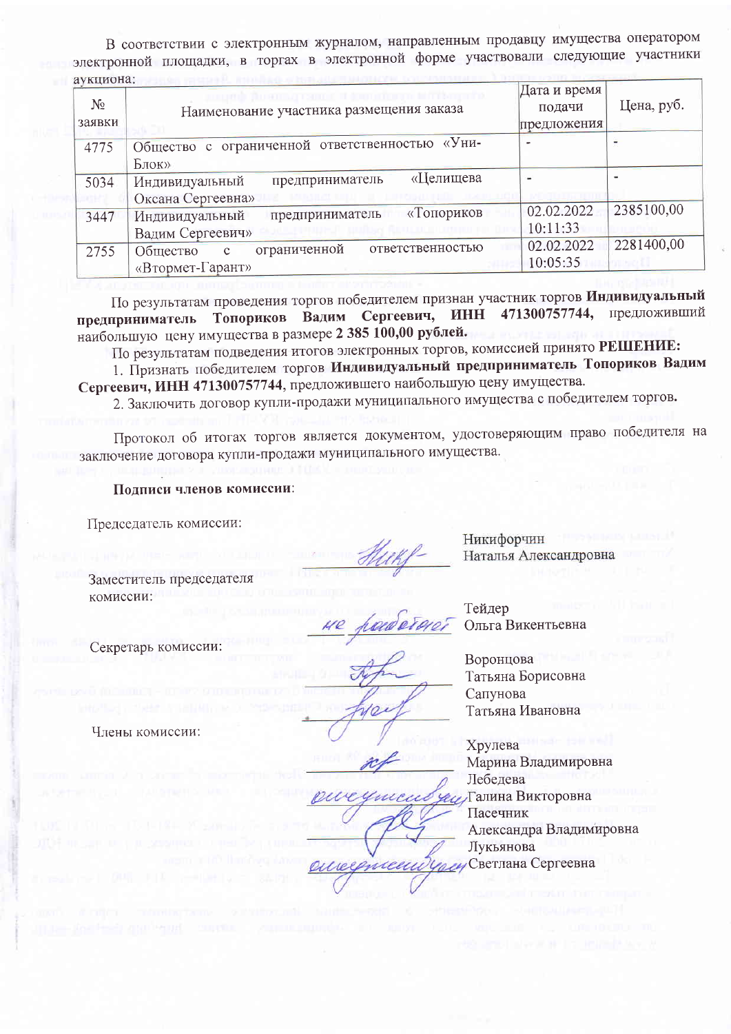В соответствии с электронным журналом, направленным продавцу имущества оператором электронной площадки, в торгах в электронной форме участвовали следующие участники аукциона:

| № заявки | Наименование участника размещения заказа | Дата и время подачи предложения | Цена, руб. |
|---|---|---|---|
| 4775 | Общество с ограниченной ответственностью «Уни-Блок» | - | - |
| 5034 | Индивидуальный предприниматель «Целищева Оксана Сергеевна» | - | - |
| 3447 | Индивидуальный предприниматель «Топориков Вадим Сергеевич» | 02.02.2022 10:11:33 | 2385100,00 |
| 2755 | Общество с ограниченной ответственностью «Втормет-Гарант» | 02.02.2022 10:05:35 | 2281400,00 |

По результатам проведения торгов победителем признан участник торгов **Индивидуальный предприниматель Топориков Вадим Сергеевич, ИНН 471300757744**, предложивший наибольшую цену имущества в размере **2 385 100,00 рублей.**

По результатам подведения итогов электронных торгов, комиссией принято **РЕШЕНИЕ:**

1. Признать победителем торгов **Индивидуальный предприниматель Топориков Вадим Сергеевич, ИНН 471300757744**, предложившего наибольшую цену имущества.
2. Заключить договор купли-продажи муниципального имущества с победителем торгов**.**

Протокол об итогах торгов является документом, удостоверяющим право победителя на заключение договора купли-продажи муниципального имущества.

**Подписи членов комиссии**:

Председатель комиссии: Никифорчин Наталья Александровна

Заместитель председателя комиссии: не работает Тейдер Ольга Викентьевна

Секретарь комиссии: Воронцова Татьяна Борисовна

Сапунова Татьяна Ивановна

Члены комиссии: Хрулева Марина Владимировна

Лебедева Галина Викторовна

Пасечник Александра Владимировна

Лукьянова Светлана Сергеевна